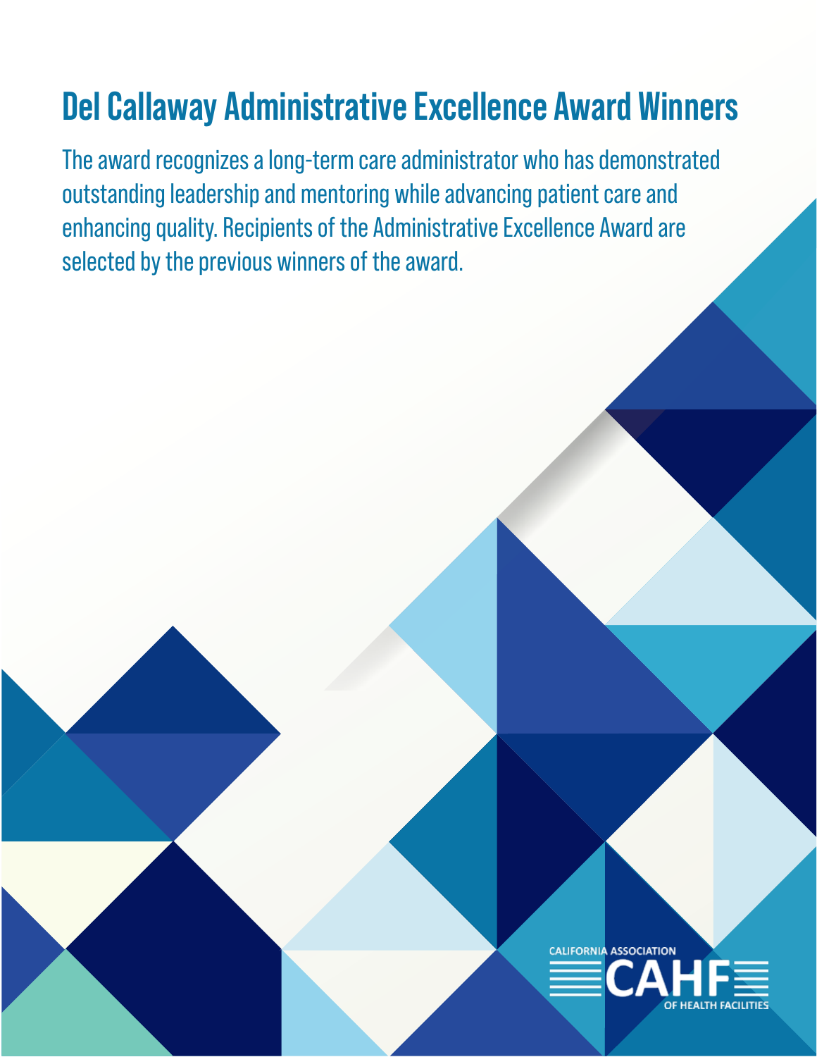# Del Callaway Administrative Excellence Award Winners

The award recognizes a long-term care administrator who has demonstrated outstanding leadership and mentoring while advancing patient care and enhancing quality. Recipients of the Administrative Excellence Award are selected by the previous winners of the award.

CALIFORNIA ASSOCIATION
CAHF
OF HEALTH FACILITIES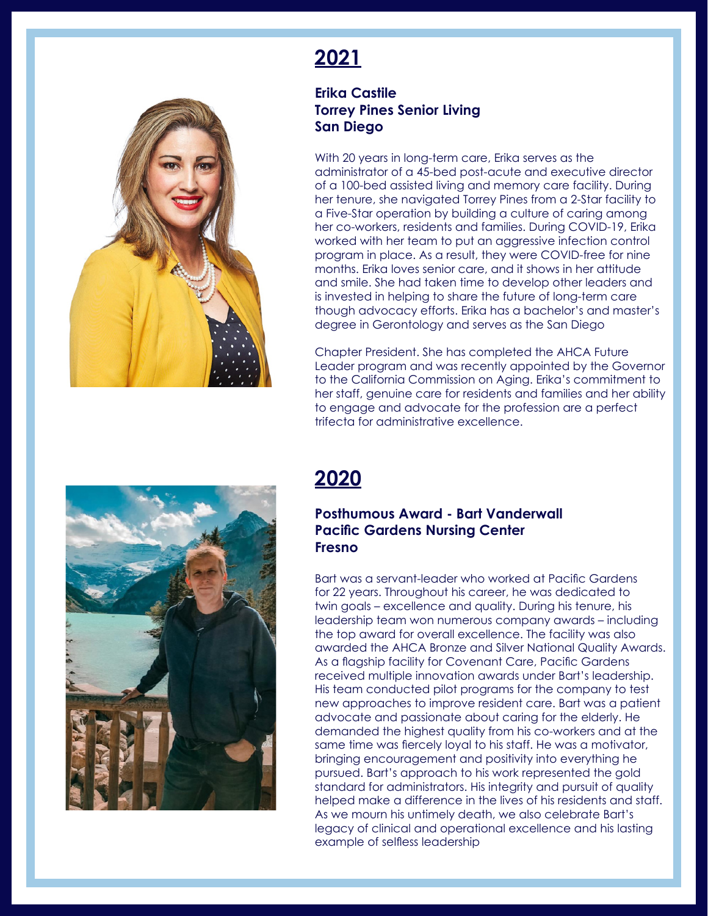## 2021

**Erika Castile**
**Torrey Pines Senior Living**
**San Diego**

With 20 years in long-term care, Erika serves as the administrator of a 45-bed post-acute and executive director of a 100-bed assisted living and memory care facility. During her tenure, she navigated Torrey Pines from a 2-Star facility to a Five-Star operation by building a culture of caring among her co-workers, residents and families. During COVID-19, Erika worked with her team to put an aggressive infection control program in place. As a result, they were COVID-free for nine months. Erika loves senior care, and it shows in her attitude and smile. She had taken time to develop other leaders and is invested in helping to share the future of long-term care though advocacy efforts. Erika has a bachelor's and master's degree in Gerontology and serves as the San Diego

Chapter President. She has completed the AHCA Future Leader program and was recently appointed by the Governor to the California Commission on Aging. Erika's commitment to her staff, genuine care for residents and families and her ability to engage and advocate for the profession are a perfect trifecta for administrative excellence.

## 2020

**Posthumous Award - Bart Vanderwall**
**Pacific Gardens Nursing Center**
**Fresno**

Bart was a servant-leader who worked at Pacific Gardens for 22 years. Throughout his career, he was dedicated to twin goals – excellence and quality. During his tenure, his leadership team won numerous company awards – including the top award for overall excellence. The facility was also awarded the AHCA Bronze and Silver National Quality Awards. As a flagship facility for Covenant Care, Pacific Gardens received multiple innovation awards under Bart's leadership. His team conducted pilot programs for the company to test new approaches to improve resident care. Bart was a patient advocate and passionate about caring for the elderly. He demanded the highest quality from his co-workers and at the same time was fiercely loyal to his staff. He was a motivator, bringing encouragement and positivity into everything he pursued. Bart's approach to his work represented the gold standard for administrators. His integrity and pursuit of quality helped make a difference in the lives of his residents and staff. As we mourn his untimely death, we also celebrate Bart's legacy of clinical and operational excellence and his lasting example of selfless leadership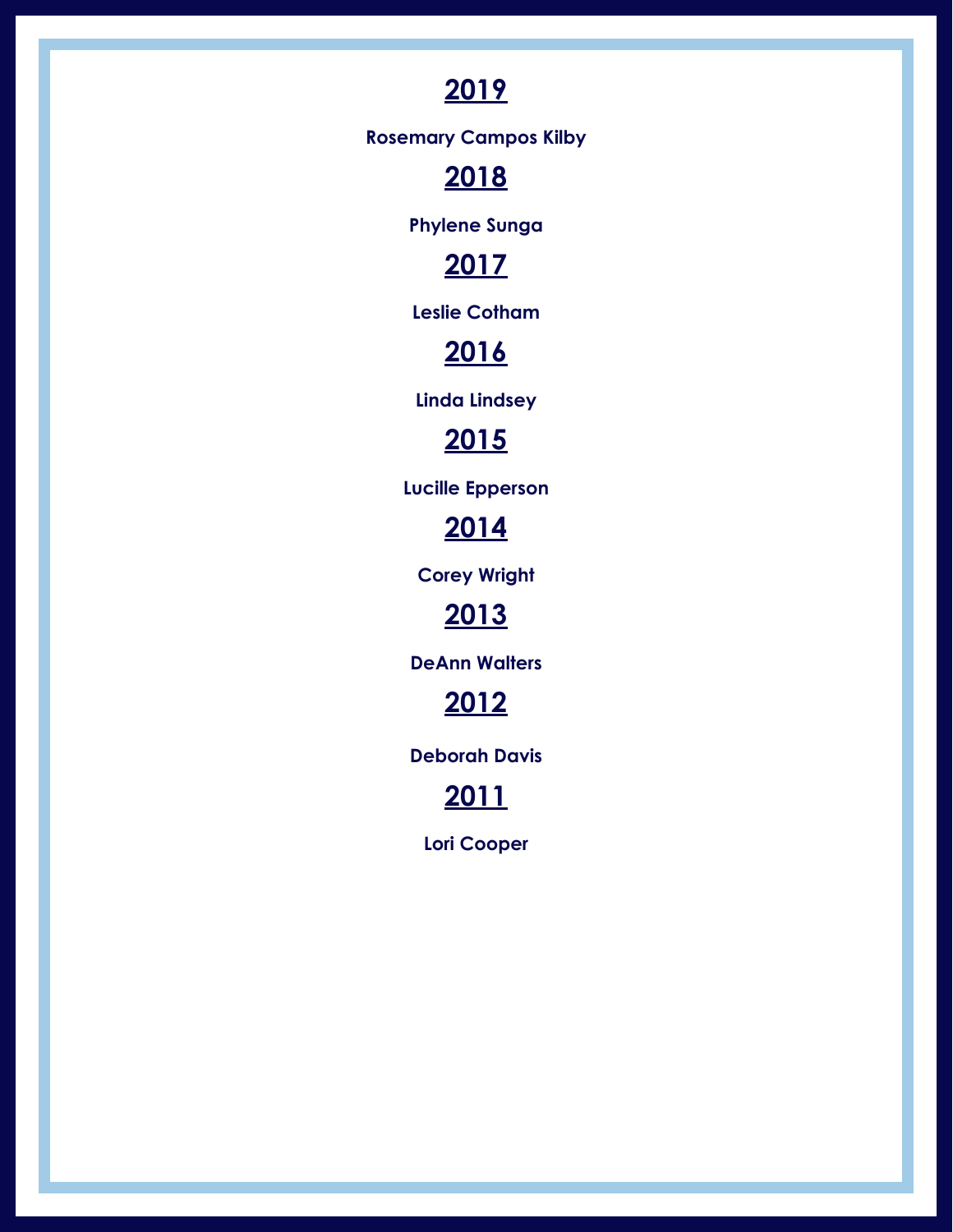## 2019

**Rosemary Campos Kilby**

## 2018

**Phylene Sunga**

## 2017

**Leslie Cotham**

## 2016

**Linda Lindsey**

## 2015

**Lucille Epperson**

## 2014

**Corey Wright**

## 2013

**DeAnn Walters**

## 2012

**Deborah Davis**

## 2011

**Lori Cooper**